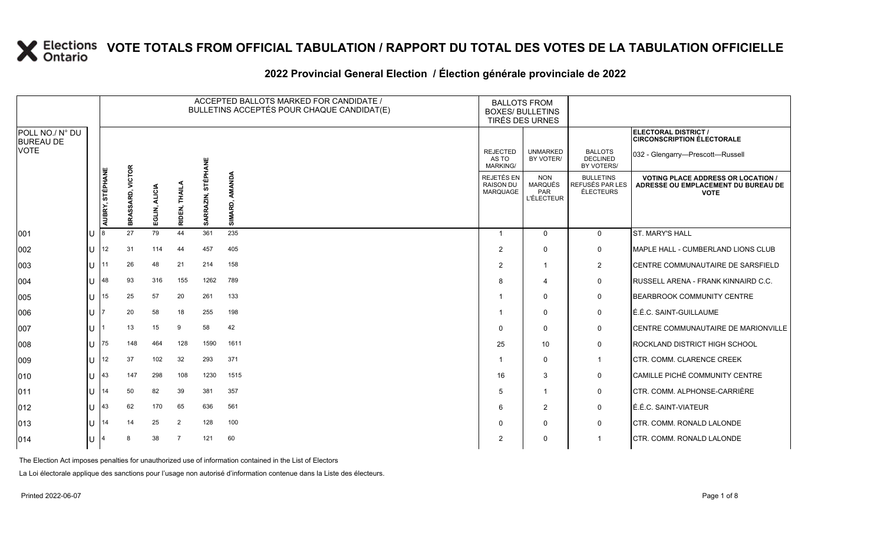# VOTE TOTALS FROM OFFICIAL TABULATION / RAPPORT DU TOTAL DES VOTES DE LA TABULATION OFFICIELLE

## 2022 Provincial General Election / Élection générale provinciale de 2022

| POLL NO./ N° DU BUREAU DE VOTE | | ACCEPTED BALLOTS MARKED FOR CANDIDATE / BULLETINS ACCEPTÉS POUR CHAQUE CANDIDAT(E) | | | | | | BALLOTS FROM BOXES/ BULLETINS TIRÉS DES URNES | | | ELECTORAL DISTRICT / CIRCONSCRIPTION ÉLECTORALE 032 - Glengarry—Prescott—Russell |
|---|---|---|---|---|---|---|---|---|---|---|---|
| | | AUBRY, STÉPHANE | BRASSARD, VICTOR | EGLIN, ALICIA | RIDEN, THAILA | SARRAZIN, STÉPHANE | SIMARD, AMANDA | REJECTED AS TO MARKING/ REJETÉS EN RAISON DU MARQUAGE | UNMARKED BY VOTER/ NON MARQUÉS PAR L'ÉLECTEUR | BALLOTS DECLINED BY VOTERS/ BULLETINS REFUSÉS PAR LES ÉLECTEURS | VOTING PLACE ADDRESS OR LOCATION / ADRESSE OU EMPLACEMENT DU BUREAU DE VOTE |
| 001 | U | 8 | 27 | 79 | 44 | 361 | 235 | 1 | 0 | 0 | ST. MARY'S HALL |
| 002 | U | 12 | 31 | 114 | 44 | 457 | 405 | 2 | 0 | 0 | MAPLE HALL - CUMBERLAND LIONS CLUB |
| 003 | U | 11 | 26 | 48 | 21 | 214 | 158 | 2 | 1 | 2 | CENTRE COMMUNAUTAIRE DE SARSFIELD |
| 004 | U | 48 | 93 | 316 | 155 | 1262 | 789 | 8 | 4 | 0 | RUSSELL ARENA - FRANK KINNAIRD C.C. |
| 005 | U | 15 | 25 | 57 | 20 | 261 | 133 | 1 | 0 | 0 | BEARBROOK COMMUNITY CENTRE |
| 006 | U | 7 | 20 | 58 | 18 | 255 | 198 | 1 | 0 | 0 | É.É.C. SAINT-GUILLAUME |
| 007 | U | 1 | 13 | 15 | 9 | 58 | 42 | 0 | 0 | 0 | CENTRE COMMUNAUTAIRE DE MARIONVILLE |
| 008 | U | 75 | 148 | 464 | 128 | 1590 | 1611 | 25 | 10 | 0 | ROCKLAND DISTRICT HIGH SCHOOL |
| 009 | U | 12 | 37 | 102 | 32 | 293 | 371 | 1 | 0 | 1 | CTR. COMM. CLARENCE CREEK |
| 010 | U | 43 | 147 | 298 | 108 | 1230 | 1515 | 16 | 3 | 0 | CAMILLE PICHÉ COMMUNITY CENTRE |
| 011 | U | 14 | 50 | 82 | 39 | 381 | 357 | 5 | 1 | 0 | CTR. COMM. ALPHONSE-CARRIÈRE |
| 012 | U | 43 | 62 | 170 | 65 | 636 | 561 | 6 | 2 | 0 | É.É.C. SAINT-VIATEUR |
| 013 | U | 14 | 14 | 25 | 2 | 128 | 100 | 0 | 0 | 0 | CTR. COMM. RONALD LALONDE |
| 014 | U | 4 | 8 | 38 | 7 | 121 | 60 | 2 | 0 | 1 | CTR. COMM. RONALD LALONDE |

The Election Act imposes penalties for unauthorized use of information contained in the List of Electors

La Loi électorale applique des sanctions pour l'usage non autorisé d'information contenue dans la Liste des électeurs.

Printed 2022-06-07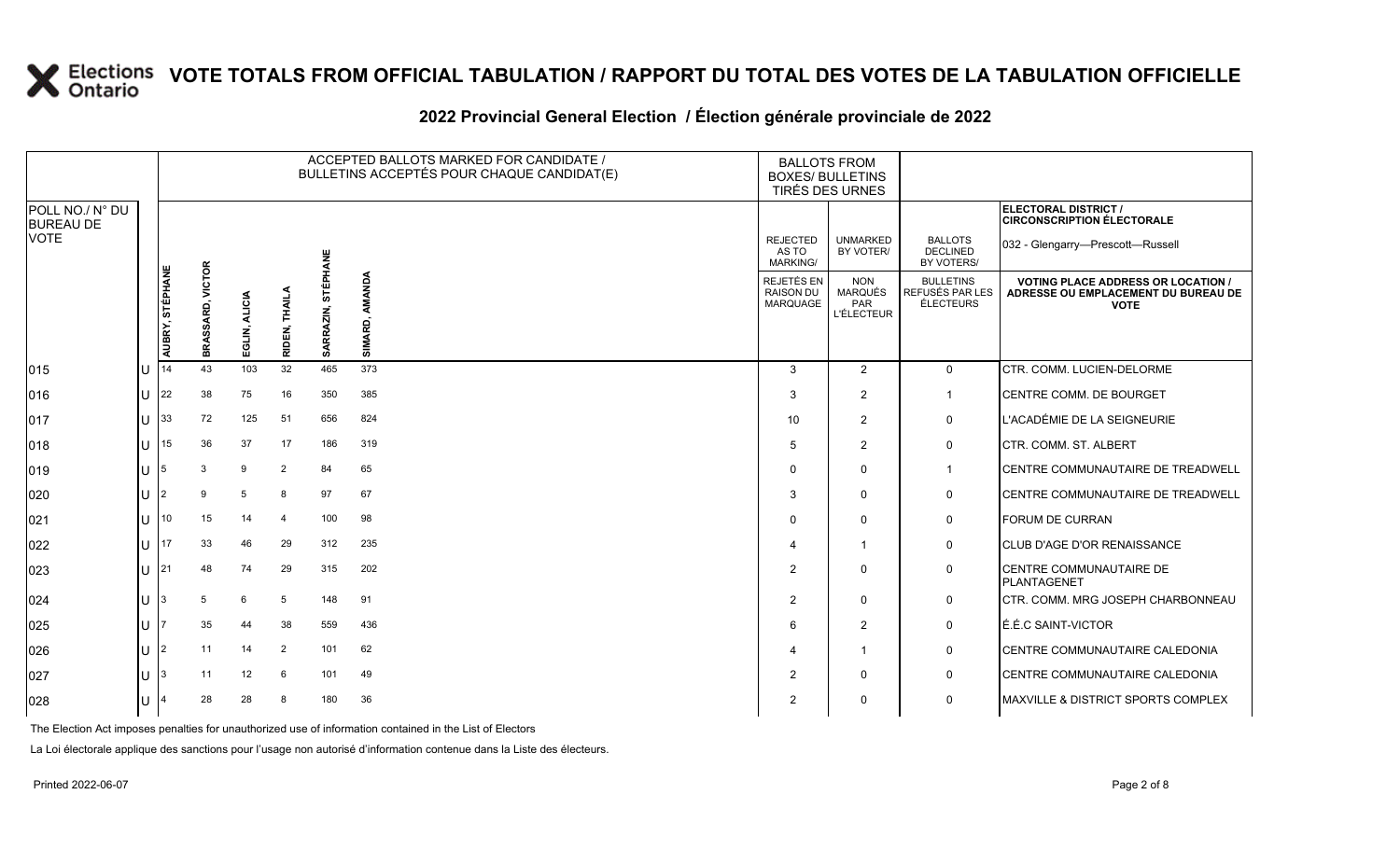# VOTE TOTALS FROM OFFICIAL TABULATION / RAPPORT DU TOTAL DES VOTES DE LA TABULATION OFFICIELLE

## 2022 Provincial General Election / Élection générale provinciale de 2022

| POLL NO./ N° DU BUREAU DE VOTE | | ACCEPTED BALLOTS MARKED FOR CANDIDATE / BULLETINS ACCEPTÉS POUR CHAQUE CANDIDAT(E) | | | | | | BALLOTS FROM BOXES/ BULLETINS TIRÉS DES URNES | | | ELECTORAL DISTRICT / CIRCONSCRIPTION ÉLECTORALE 032 - Glengarry—Prescott—Russell |
|---|---|---|---|---|---|---|---|---|---|---|---|
| | | AUBRY, STÉPHANE | BRASSARD, VICTOR | EGLIN, ALICIA | RIDEN, THAILA | SARRAZIN, STÉPHANE | SIMARD, AMANDA | REJECTED AS TO MARKING/ REJETÉS EN RAISON DU MARQUAGE | UNMARKED BY VOTER/ NON MARQUÉS PAR L'ÉLECTEUR | BALLOTS DECLINED BY VOTERS/ BULLETINS REFUSÉS PAR LES ÉLECTEURS | VOTING PLACE ADDRESS OR LOCATION / ADRESSE OU EMPLACEMENT DU BUREAU DE VOTE |
| 015 | U | 14 | 43 | 103 | 32 | 465 | 373 | 3 | 2 | 0 | CTR. COMM. LUCIEN-DELORME |
| 016 | U | 22 | 38 | 75 | 16 | 350 | 385 | 3 | 2 | 1 | CENTRE COMM. DE BOURGET |
| 017 | U | 33 | 72 | 125 | 51 | 656 | 824 | 10 | 2 | 0 | L'ACADÉMIE DE LA SEIGNEURIE |
| 018 | U | 15 | 36 | 37 | 17 | 186 | 319 | 5 | 2 | 0 | CTR. COMM. ST. ALBERT |
| 019 | U | 5 | 3 | 9 | 2 | 84 | 65 | 0 | 0 | 1 | CENTRE COMMUNAUTAIRE DE TREADWELL |
| 020 | U | 2 | 9 | 5 | 8 | 97 | 67 | 3 | 0 | 0 | CENTRE COMMUNAUTAIRE DE TREADWELL |
| 021 | U | 10 | 15 | 14 | 4 | 100 | 98 | 0 | 0 | 0 | FORUM DE CURRAN |
| 022 | U | 17 | 33 | 46 | 29 | 312 | 235 | 4 | 1 | 0 | CLUB D'AGE D'OR RENAISSANCE |
| 023 | U | 21 | 48 | 74 | 29 | 315 | 202 | 2 | 0 | 0 | CENTRE COMMUNAUTAIRE DE PLANTAGENET |
| 024 | U | 3 | 5 | 6 | 5 | 148 | 91 | 2 | 0 | 0 | CTR. COMM. MRG JOSEPH CHARBONNEAU |
| 025 | U | 7 | 35 | 44 | 38 | 559 | 436 | 6 | 2 | 0 | É.É.C SAINT-VICTOR |
| 026 | U | 2 | 11 | 14 | 2 | 101 | 62 | 4 | 1 | 0 | CENTRE COMMUNAUTAIRE CALEDONIA |
| 027 | U | 3 | 11 | 12 | 6 | 101 | 49 | 2 | 0 | 0 | CENTRE COMMUNAUTAIRE CALEDONIA |
| 028 | U | 4 | 28 | 28 | 8 | 180 | 36 | 2 | 0 | 0 | MAXVILLE & DISTRICT SPORTS COMPLEX |

The Election Act imposes penalties for unauthorized use of information contained in the List of Electors

La Loi électorale applique des sanctions pour l'usage non autorisé d'information contenue dans la Liste des électeurs.

Printed 2022-06-07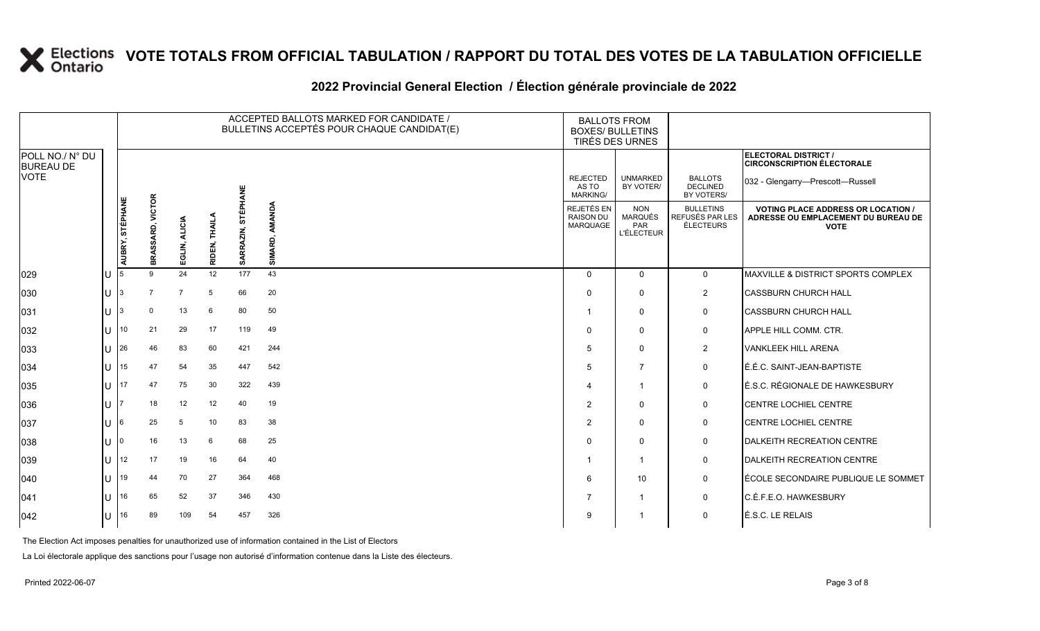# VOTE TOTALS FROM OFFICIAL TABULATION / RAPPORT DU TOTAL DES VOTES DE LA TABULATION OFFICIELLE

## 2022 Provincial General Election / Élection générale provinciale de 2022

ELECTORAL DISTRICT / CIRCONSCRIPTION ÉLECTORALE: 032 - Glengarry—Prescott—Russell

| POLL NO./ N° DU BUREAU DE VOTE | | ACCEPTED BALLOTS MARKED FOR CANDIDATE / BULLETINS ACCEPTÉS POUR CHAQUE CANDIDAT(E) | | | | | | BALLOTS FROM BOXES/ BULLETINS TIRÉS DES URNES | | | |
|---|---|---|---|---|---|---|---|---|---|---|---|
| | | AUBRY, STÉPHANE | BRASSARD, VICTOR | EGLIN, ALICIA | RIDEN, THAILA | SARRAZIN, STÉPHANE | SIMARD, AMANDA | REJECTED AS TO MARKING/ REJETÉS EN RAISON DU MARQUAGE | UNMARKED BY VOTER/ NON MARQUÉS PAR L'ÉLECTEUR | BALLOTS DECLINED BY VOTERS/ BULLETINS REFUSÉS PAR LES ÉLECTEURS | VOTING PLACE ADDRESS OR LOCATION / ADRESSE OU EMPLACEMENT DU BUREAU DE VOTE |
| 029 | U | 5 | 9 | 24 | 12 | 177 | 43 | 0 | 0 | 0 | MAXVILLE & DISTRICT SPORTS COMPLEX |
| 030 | U | 3 | 7 | 7 | 5 | 66 | 20 | 0 | 0 | 2 | CASSBURN CHURCH HALL |
| 031 | U | 3 | 0 | 13 | 6 | 80 | 50 | 1 | 0 | 0 | CASSBURN CHURCH HALL |
| 032 | U | 10 | 21 | 29 | 17 | 119 | 49 | 0 | 0 | 0 | APPLE HILL COMM. CTR. |
| 033 | U | 26 | 46 | 83 | 60 | 421 | 244 | 5 | 0 | 2 | VANKLEEK HILL ARENA |
| 034 | U | 15 | 47 | 54 | 35 | 447 | 542 | 5 | 7 | 0 | É.É.C. SAINT-JEAN-BAPTISTE |
| 035 | U | 17 | 47 | 75 | 30 | 322 | 439 | 4 | 1 | 0 | É.S.C. RÉGIONALE DE HAWKESBURY |
| 036 | U | 7 | 18 | 12 | 12 | 40 | 19 | 2 | 0 | 0 | CENTRE LOCHIEL CENTRE |
| 037 | U | 6 | 25 | 5 | 10 | 83 | 38 | 2 | 0 | 0 | CENTRE LOCHIEL CENTRE |
| 038 | U | 0 | 16 | 13 | 6 | 68 | 25 | 0 | 0 | 0 | DALKEITH RECREATION CENTRE |
| 039 | U | 12 | 17 | 19 | 16 | 64 | 40 | 1 | 1 | 0 | DALKEITH RECREATION CENTRE |
| 040 | U | 19 | 44 | 70 | 27 | 364 | 468 | 6 | 10 | 0 | ÉCOLE SECONDAIRE PUBLIQUE LE SOMMET |
| 041 | U | 16 | 65 | 52 | 37 | 346 | 430 | 7 | 1 | 0 | C.É.F.E.O. HAWKESBURY |
| 042 | U | 16 | 89 | 109 | 54 | 457 | 326 | 9 | 1 | 0 | É.S.C. LE RELAIS |

The Election Act imposes penalties for unauthorized use of information contained in the List of Electors

La Loi électorale applique des sanctions pour l'usage non autorisé d'information contenue dans la Liste des électeurs.

Printed 2022-06-07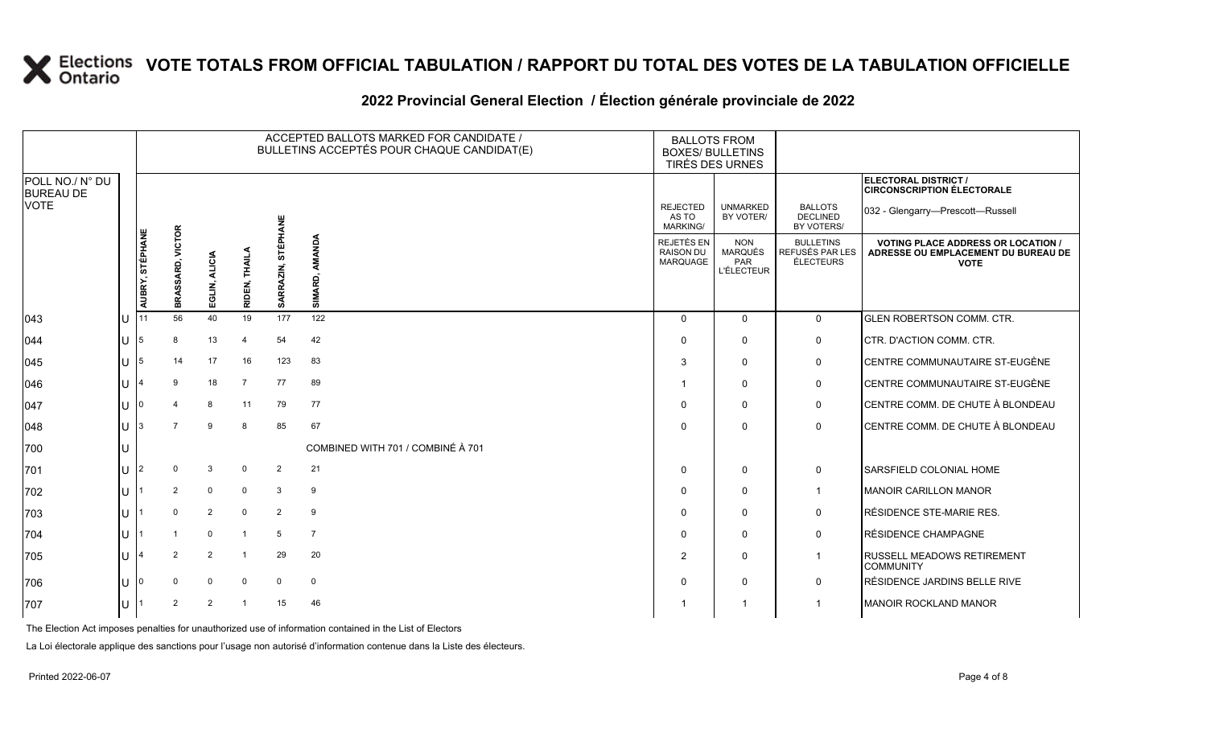# VOTE TOTALS FROM OFFICIAL TABULATION / RAPPORT DU TOTAL DES VOTES DE LA TABULATION OFFICIELLE

## 2022 Provincial General Election / Élection générale provinciale de 2022

ELECTORAL DISTRICT / CIRCONSCRIPTION ÉLECTORALE: 032 - Glengarry—Prescott—Russell

| POLL NO./ N° DU BUREAU DE VOTE | | ACCEPTED BALLOTS MARKED FOR CANDIDATE / BULLETINS ACCEPTÉS POUR CHAQUE CANDIDAT(E) | | | | | | BALLOTS FROM BOXES/ BULLETINS TIRÉS DES URNES | | | |
|---|---|---|---|---|---|---|---|---|---|---|---|
| | | AUBRY, STÉPHANE | BRASSARD, VICTOR | EGLIN, ALICIA | RIDEN, THAILA | SARRAZIN, STÉPHANE | SIMARD, AMANDA | REJECTED AS TO MARKING/ REJETÉS EN RAISON DU MARQUAGE | UNMARKED BY VOTER/ NON MARQUÉS PAR L'ÉLECTEUR | BALLOTS DECLINED BY VOTERS/ BULLETINS REFUSÉS PAR LES ÉLECTEURS | VOTING PLACE ADDRESS OR LOCATION / ADRESSE OU EMPLACEMENT DU BUREAU DE VOTE |
| 043 | U | 11 | 56 | 40 | 19 | 177 | 122 | 0 | 0 | 0 | GLEN ROBERTSON COMM. CTR. |
| 044 | U | 5 | 8 | 13 | 4 | 54 | 42 | 0 | 0 | 0 | CTR. D'ACTION COMM. CTR. |
| 045 | U | 5 | 14 | 17 | 16 | 123 | 83 | 3 | 0 | 0 | CENTRE COMMUNAUTAIRE ST-EUGÈNE |
| 046 | U | 4 | 9 | 18 | 7 | 77 | 89 | 1 | 0 | 0 | CENTRE COMMUNAUTAIRE ST-EUGÈNE |
| 047 | U | 0 | 4 | 8 | 11 | 79 | 77 | 0 | 0 | 0 | CENTRE COMM. DE CHUTE À BLONDEAU |
| 048 | U | 3 | 7 | 9 | 8 | 85 | 67 | 0 | 0 | 0 | CENTRE COMM. DE CHUTE À BLONDEAU |
| 700 | U | COMBINED WITH 701 / COMBINÉ À 701 | | | | | | | | | |
| 701 | U | 2 | 0 | 3 | 0 | 2 | 21 | 0 | 0 | 0 | SARSFIELD COLONIAL HOME |
| 702 | U | 1 | 2 | 0 | 0 | 3 | 9 | 0 | 0 | 1 | MANOIR CARILLON MANOR |
| 703 | U | 1 | 0 | 2 | 0 | 2 | 9 | 0 | 0 | 0 | RÉSIDENCE STE-MARIE RES. |
| 704 | U | 1 | 1 | 0 | 1 | 5 | 7 | 0 | 0 | 0 | RÉSIDENCE CHAMPAGNE |
| 705 | U | 4 | 2 | 2 | 1 | 29 | 20 | 2 | 0 | 1 | RUSSELL MEADOWS RETIREMENT COMMUNITY |
| 706 | U | 0 | 0 | 0 | 0 | 0 | 0 | 0 | 0 | 0 | RÉSIDENCE JARDINS BELLE RIVE |
| 707 | U | 1 | 2 | 2 | 1 | 15 | 46 | 1 | 1 | 1 | MANOIR ROCKLAND MANOR |

The Election Act imposes penalties for unauthorized use of information contained in the List of Electors

La Loi électorale applique des sanctions pour l'usage non autorisé d'information contenue dans la Liste des électeurs.

Printed 2022-06-07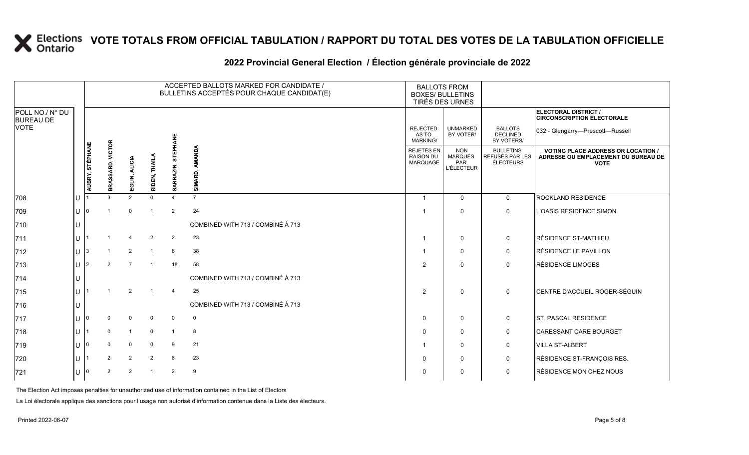# VOTE TOTALS FROM OFFICIAL TABULATION / RAPPORT DU TOTAL DES VOTES DE LA TABULATION OFFICIELLE

## 2022 Provincial General Election / Élection générale provinciale de 2022

ELECTORAL DISTRICT / CIRCONSCRIPTION ÉLECTORALE: 032 - Glengarry—Prescott—Russell

| POLL NO./ N° DU BUREAU DE VOTE | | ACCEPTED BALLOTS MARKED FOR CANDIDATE / BULLETINS ACCEPTÉS POUR CHAQUE CANDIDAT(E) | | | | | | BALLOTS FROM BOXES/ BULLETINS TIRÉS DES URNES | | | |
|---|---|---|---|---|---|---|---|---|---|---|---|
| | | AUBRY, STÉPHANE | BRASSARD, VICTOR | EGLIN, ALICIA | RIDEN, THAILA | SARRAZIN, STÉPHANE | SIMARD, AMANDA | REJECTED AS TO MARKING/ REJETÉS EN RAISON DU MARQUAGE | UNMARKED BY VOTER/ NON MARQUÉS PAR L'ÉLECTEUR | BALLOTS DECLINED BY VOTERS/ BULLETINS REFUSÉS PAR LES ÉLECTEURS | VOTING PLACE ADDRESS OR LOCATION / ADRESSE OU EMPLACEMENT DU BUREAU DE VOTE |
| 708 | U | 1 | 3 | 2 | 0 | 4 | 7 | 1 | 0 | 0 | ROCKLAND RESIDENCE |
| 709 | U | 0 | 1 | 0 | 1 | 2 | 24 | 1 | 0 | 0 | L'OASIS RÉSIDENCE SIMON |
| 710 | U | COMBINED WITH 713 / COMBINÉ À 713 | | | | | | | | | |
| 711 | U | 1 | 1 | 4 | 2 | 2 | 23 | 1 | 0 | 0 | RÉSIDENCE ST-MATHIEU |
| 712 | U | 3 | 1 | 2 | 1 | 8 | 38 | 1 | 0 | 0 | RÉSIDENCE LE PAVILLON |
| 713 | U | 2 | 2 | 7 | 1 | 18 | 58 | 2 | 0 | 0 | RÉSIDENCE LIMOGES |
| 714 | U | COMBINED WITH 713 / COMBINÉ À 713 | | | | | | | | | |
| 715 | U | 1 | 1 | 2 | 1 | 4 | 25 | 2 | 0 | 0 | CENTRE D'ACCUEIL ROGER-SÉGUIN |
| 716 | U | COMBINED WITH 713 / COMBINÉ À 713 | | | | | | | | | |
| 717 | U | 0 | 0 | 0 | 0 | 0 | 0 | 0 | 0 | 0 | ST. PASCAL RESIDENCE |
| 718 | U | 1 | 0 | 1 | 0 | 1 | 8 | 0 | 0 | 0 | CARESSANT CARE BOURGET |
| 719 | U | 0 | 0 | 0 | 0 | 9 | 21 | 1 | 0 | 0 | VILLA ST-ALBERT |
| 720 | U | 1 | 2 | 2 | 2 | 6 | 23 | 0 | 0 | 0 | RÉSIDENCE ST-FRANÇOIS RES. |
| 721 | U | 0 | 2 | 2 | 1 | 2 | 9 | 0 | 0 | 0 | RÉSIDENCE MON CHEZ NOUS |

The Election Act imposes penalties for unauthorized use of information contained in the List of Electors

La Loi électorale applique des sanctions pour l'usage non autorisé d'information contenue dans la Liste des électeurs.

Printed 2022-06-07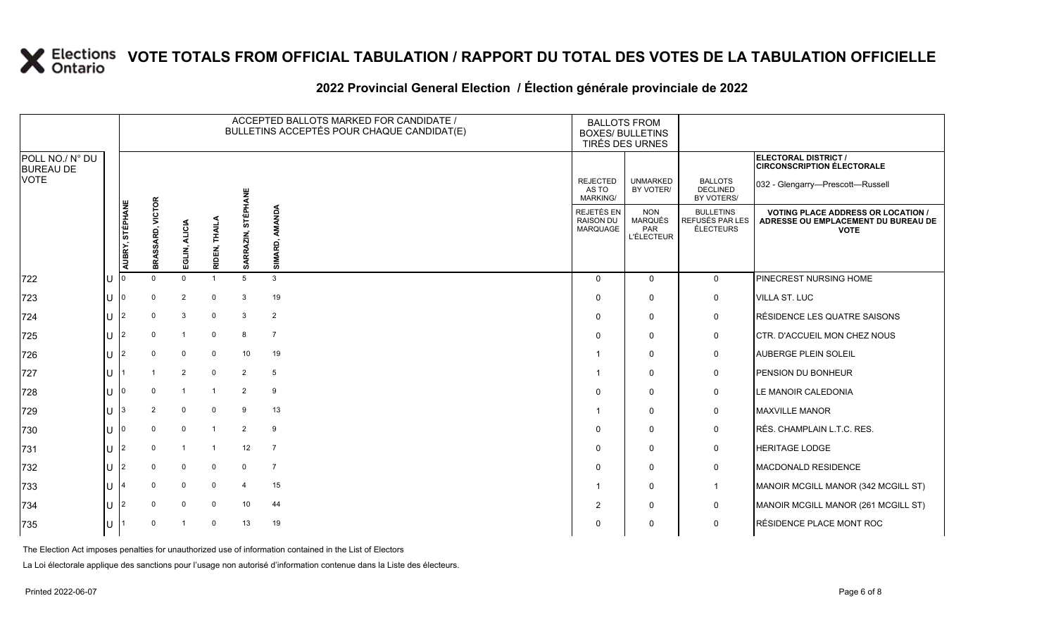# VOTE TOTALS FROM OFFICIAL TABULATION / RAPPORT DU TOTAL DES VOTES DE LA TABULATION OFFICIELLE

## 2022 Provincial General Election / Élection générale provinciale de 2022

ELECTORAL DISTRICT / CIRCONSCRIPTION ÉLECTORALE: 032 - Glengarry—Prescott—Russell

| POLL NO./ N° DU BUREAU DE VOTE | | AUBRY, STÉPHANE | BRASSARD, VICTOR | EGLIN, ALICIA | RIDEN, THAILA | SARRAZIN, STÉPHANE | SIMARD, AMANDA | REJECTED AS TO MARKING/ REJETÉS EN RAISON DU MARQUAGE | UNMARKED BY VOTER/ NON MARQUÉS PAR L'ÉLECTEUR | BALLOTS DECLINED BY VOTERS/ BULLETINS REFUSÉS PAR LES ÉLECTEURS | VOTING PLACE ADDRESS OR LOCATION / ADRESSE OU EMPLACEMENT DU BUREAU DE VOTE |
|---|---|---|---|---|---|---|---|---|---|---|---|
| 722 | U | 0 | 0 | 0 | 1 | 5 | 3 | 0 | 0 | 0 | PINECREST NURSING HOME |
| 723 | U | 0 | 0 | 2 | 0 | 3 | 19 | 0 | 0 | 0 | VILLA ST. LUC |
| 724 | U | 2 | 0 | 3 | 0 | 3 | 2 | 0 | 0 | 0 | RÉSIDENCE LES QUATRE SAISONS |
| 725 | U | 2 | 0 | 1 | 0 | 8 | 7 | 0 | 0 | 0 | CTR. D'ACCUEIL MON CHEZ NOUS |
| 726 | U | 2 | 0 | 0 | 0 | 10 | 19 | 1 | 0 | 0 | AUBERGE PLEIN SOLEIL |
| 727 | U | 1 | 1 | 2 | 0 | 2 | 5 | 1 | 0 | 0 | PENSION DU BONHEUR |
| 728 | U | 0 | 0 | 1 | 1 | 2 | 9 | 0 | 0 | 0 | LE MANOIR CALEDONIA |
| 729 | U | 3 | 2 | 0 | 0 | 9 | 13 | 1 | 0 | 0 | MAXVILLE MANOR |
| 730 | U | 0 | 0 | 0 | 1 | 2 | 9 | 0 | 0 | 0 | RÉS. CHAMPLAIN L.T.C. RES. |
| 731 | U | 2 | 0 | 1 | 1 | 12 | 7 | 0 | 0 | 0 | HERITAGE LODGE |
| 732 | U | 2 | 0 | 0 | 0 | 0 | 7 | 0 | 0 | 0 | MACDONALD RESIDENCE |
| 733 | U | 4 | 0 | 0 | 0 | 4 | 15 | 1 | 0 | 1 | MANOIR MCGILL MANOR (342 MCGILL ST) |
| 734 | U | 2 | 0 | 0 | 0 | 10 | 44 | 2 | 0 | 0 | MANOIR MCGILL MANOR (261 MCGILL ST) |
| 735 | U | 1 | 0 | 1 | 0 | 13 | 19 | 0 | 0 | 0 | RÉSIDENCE PLACE MONT ROC |

The Election Act imposes penalties for unauthorized use of information contained in the List of Electors

La Loi électorale applique des sanctions pour l'usage non autorisé d'information contenue dans la Liste des électeurs.

Printed 2022-06-07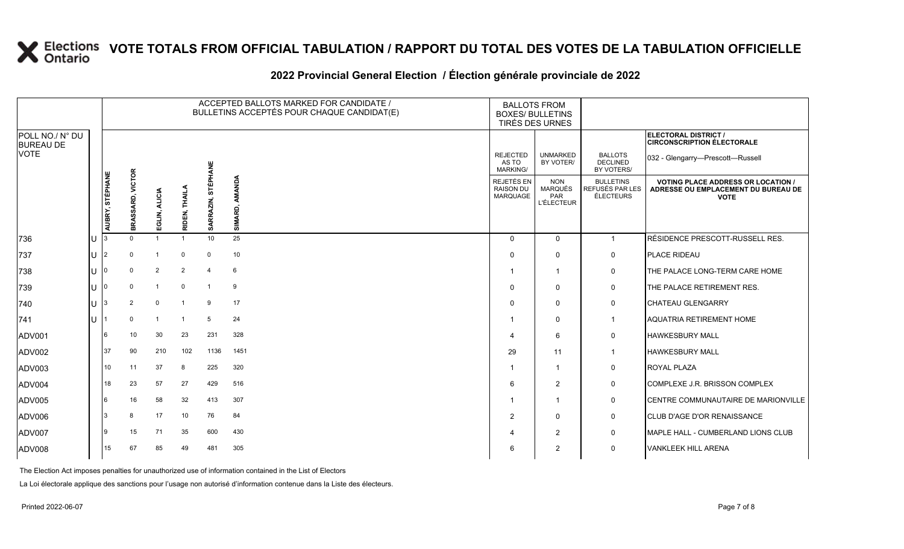# VOTE TOTALS FROM OFFICIAL TABULATION / RAPPORT DU TOTAL DES VOTES DE LA TABULATION OFFICIELLE

## 2022 Provincial General Election / Élection générale provinciale de 2022

| POLL NO./ N° DU BUREAU DE VOTE | | ACCEPTED BALLOTS MARKED FOR CANDIDATE / BULLETINS ACCEPTÉS POUR CHAQUE CANDIDAT(E) | | | | | | BALLOTS FROM BOXES/ BULLETINS TIRÉS DES URNES | | | ELECTORAL DISTRICT / CIRCONSCRIPTION ÉLECTORALE 032 - Glengarry—Prescott—Russell |
|---|---|---|---|---|---|---|---|---|---|---|---|
| | | AUBRY, STÉPHANE | BRASSARD, VICTOR | EGLIN, ALICIA | RIDEN, THAILA | SARRAZIN, STÉPHANE | SIMARD, AMANDA | REJECTED AS TO MARKING/ REJETÉS EN RAISON DU MARQUAGE | UNMARKED BY VOTER/ NON MARQUÉS PAR L'ÉLECTEUR | BALLOTS DECLINED BY VOTERS/ BULLETINS REFUSÉS PAR LES ÉLECTEURS | VOTING PLACE ADDRESS OR LOCATION / ADRESSE OU EMPLACEMENT DU BUREAU DE VOTE |
| 736 | U | 3 | 0 | 1 | 1 | 10 | 25 | 0 | 0 | 1 | RÉSIDENCE PRESCOTT-RUSSELL RES. |
| 737 | U | 2 | 0 | 1 | 0 | 0 | 10 | 0 | 0 | 0 | PLACE RIDEAU |
| 738 | U | 0 | 0 | 2 | 2 | 4 | 6 | 1 | 1 | 0 | THE PALACE LONG-TERM CARE HOME |
| 739 | U | 0 | 0 | 1 | 0 | 1 | 9 | 0 | 0 | 0 | THE PALACE RETIREMENT RES. |
| 740 | U | 3 | 2 | 0 | 1 | 9 | 17 | 0 | 0 | 0 | CHATEAU GLENGARRY |
| 741 | U | 1 | 0 | 1 | 1 | 5 | 24 | 1 | 0 | 1 | AQUATRIA RETIREMENT HOME |
| ADV001 | | 6 | 10 | 30 | 23 | 231 | 328 | 4 | 6 | 0 | HAWKESBURY MALL |
| ADV002 | | 37 | 90 | 210 | 102 | 1136 | 1451 | 29 | 11 | 1 | HAWKESBURY MALL |
| ADV003 | | 10 | 11 | 37 | 8 | 225 | 320 | 1 | 1 | 0 | ROYAL PLAZA |
| ADV004 | | 18 | 23 | 57 | 27 | 429 | 516 | 6 | 2 | 0 | COMPLEXE J.R. BRISSON COMPLEX |
| ADV005 | | 6 | 16 | 58 | 32 | 413 | 307 | 1 | 1 | 0 | CENTRE COMMUNAUTAIRE DE MARIONVILLE |
| ADV006 | | 3 | 8 | 17 | 10 | 76 | 84 | 2 | 0 | 0 | CLUB D'AGE D'OR RENAISSANCE |
| ADV007 | | 9 | 15 | 71 | 35 | 600 | 430 | 4 | 2 | 0 | MAPLE HALL - CUMBERLAND LIONS CLUB |
| ADV008 | | 15 | 67 | 85 | 49 | 481 | 305 | 6 | 2 | 0 | VANKLEEK HILL ARENA |

The Election Act imposes penalties for unauthorized use of information contained in the List of Electors

La Loi électorale applique des sanctions pour l'usage non autorisé d'information contenue dans la Liste des électeurs.

Printed 2022-06-07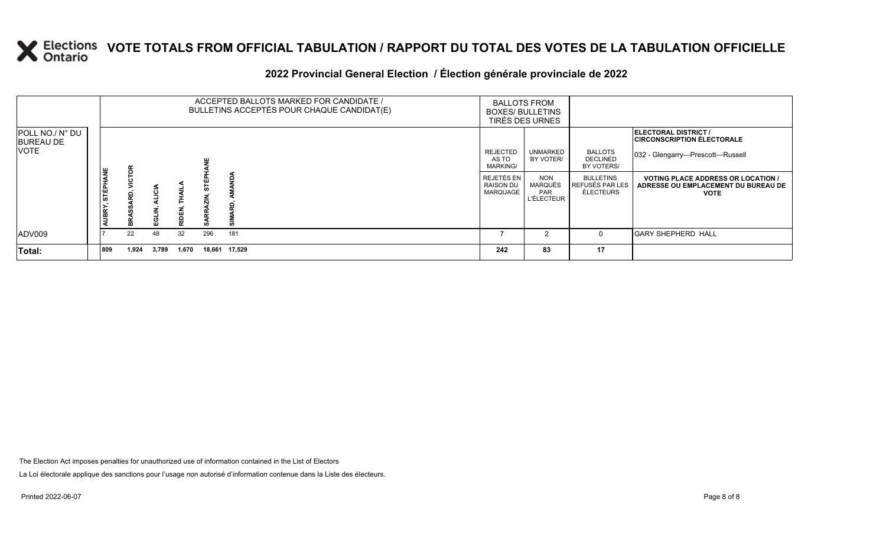# VOTE TOTALS FROM OFFICIAL TABULATION / RAPPORT DU TOTAL DES VOTES DE LA TABULATION OFFICIELLE

## 2022 Provincial General Election / Élection générale provinciale de 2022

| POLL NO./ N° DU BUREAU DE VOTE | ACCEPTED BALLOTS MARKED FOR CANDIDATE / BULLETINS ACCEPTÉS POUR CHAQUE CANDIDAT(E) | | | | | | BALLOTS FROM BOXES/ BULLETINS TIRÉS DES URNES | | | ELECTORAL DISTRICT / CIRCONSCRIPTION ÉLECTORALE 032 - Glengarry—Prescott—Russell |
|---|---|---|---|---|---|---|---|---|---|---|
| | AUBRY, STÉPHANE | BRASSARD, VICTOR | EGLIN, ALICIA | RIDEN, THAILA | SARRAZIN, STÉPHANE | SIMARD, AMANDA | REJECTED AS TO MARKING/ REJETÉS EN RAISON DU MARQUAGE | UNMARKED BY VOTER/ NON MARQUÉS PAR L'ÉLECTEUR | BALLOTS DECLINED BY VOTERS/ BULLETINS REFUSÉS PAR LES ÉLECTEURS | VOTING PLACE ADDRESS OR LOCATION / ADRESSE OU EMPLACEMENT DU BUREAU DE VOTE |
| ADV009 | 7 | 22 | 48 | 32 | 296 | 181 | 7 | 2 | 0 | GARY SHEPHERD HALL |
| **Total:** | 809 | 1,924 | 3,789 | 1,670 | 18,661 | 17,529 | 242 | 83 | 17 | |

The Election Act imposes penalties for unauthorized use of information contained in the List of Electors

La Loi électorale applique des sanctions pour l'usage non autorisé d'information contenue dans la Liste des électeurs.

Printed 2022-06-07